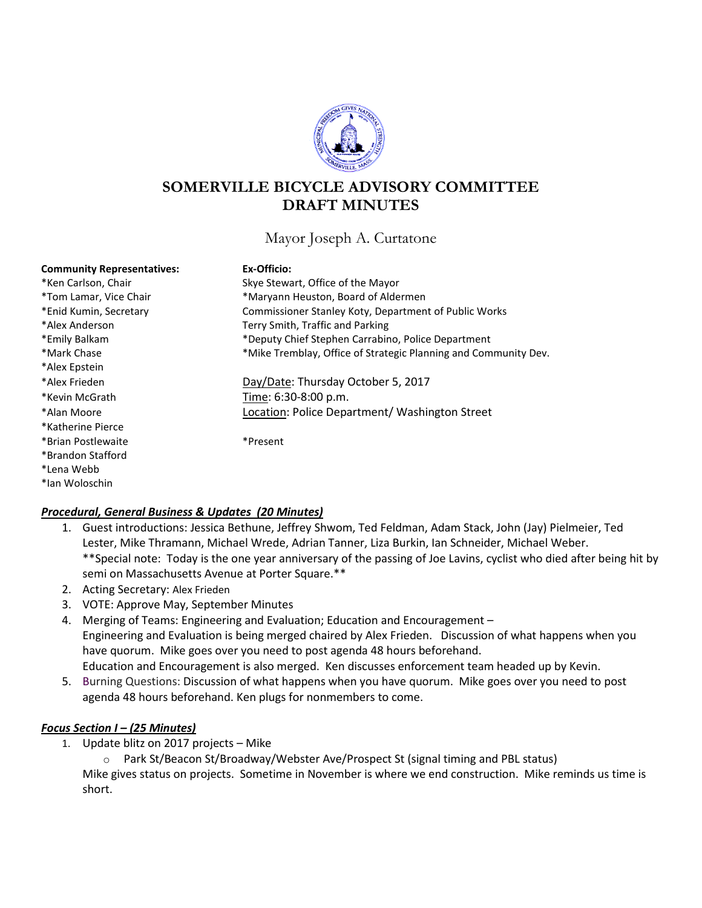# SOMERVILLE BICYCLE ADVISORY COMMITTEE DRAFT MINUTES

Mayor Joseph A. Curtatone

**Community Representatives:**
*Ken Carlson, Chair
*Tom Lamar, Vice Chair
*Enid Kumin, Secretary
*Alex Anderson
*Emily Balkam
*Mark Chase
*Alex Epstein
*Alex Frieden
*Kevin McGrath
*Alan Moore
*Katherine Pierce
*Brian Postlewaite
*Brandon Stafford
*Lena Webb
*Ian Woloschin

**Ex-Officio:**
Skye Stewart, Office of the Mayor
*Maryann Heuston, Board of Aldermen
Commissioner Stanley Koty, Department of Public Works
Terry Smith, Traffic and Parking
*Deputy Chief Stephen Carrabino, Police Department
*Mike Tremblay, Office of Strategic Planning and Community Dev.

Day/Date: Thursday October 5, 2017
Time: 6:30-8:00 p.m.
Location: Police Department/ Washington Street

*Present

## *Procedural, General Business & Updates (20 Minutes)*

1. Guest introductions: Jessica Bethune, Jeffrey Shwom, Ted Feldman, Adam Stack, John (Jay) Pielmeier, Ted Lester, Mike Thramann, Michael Wrede, Adrian Tanner, Liza Burkin, Ian Schneider, Michael Weber.
   **Special note: Today is the one year anniversary of the passing of Joe Lavins, cyclist who died after being hit by semi on Massachusetts Avenue at Porter Square.**
2. Acting Secretary: Alex Frieden
3. VOTE: Approve May, September Minutes
4. Merging of Teams: Engineering and Evaluation; Education and Encouragement –
   Engineering and Evaluation is being merged chaired by Alex Frieden. Discussion of what happens when you have quorum. Mike goes over you need to post agenda 48 hours beforehand.
   Education and Encouragement is also merged. Ken discusses enforcement team headed up by Kevin.
5. Burning Questions: Discussion of what happens when you have quorum. Mike goes over you need to post agenda 48 hours beforehand. Ken plugs for nonmembers to come.

## *Focus Section I – (25 Minutes)*

1. Update blitz on 2017 projects – Mike
   - Park St/Beacon St/Broadway/Webster Ave/Prospect St (signal timing and PBL status)

   Mike gives status on projects. Sometime in November is where we end construction. Mike reminds us time is short.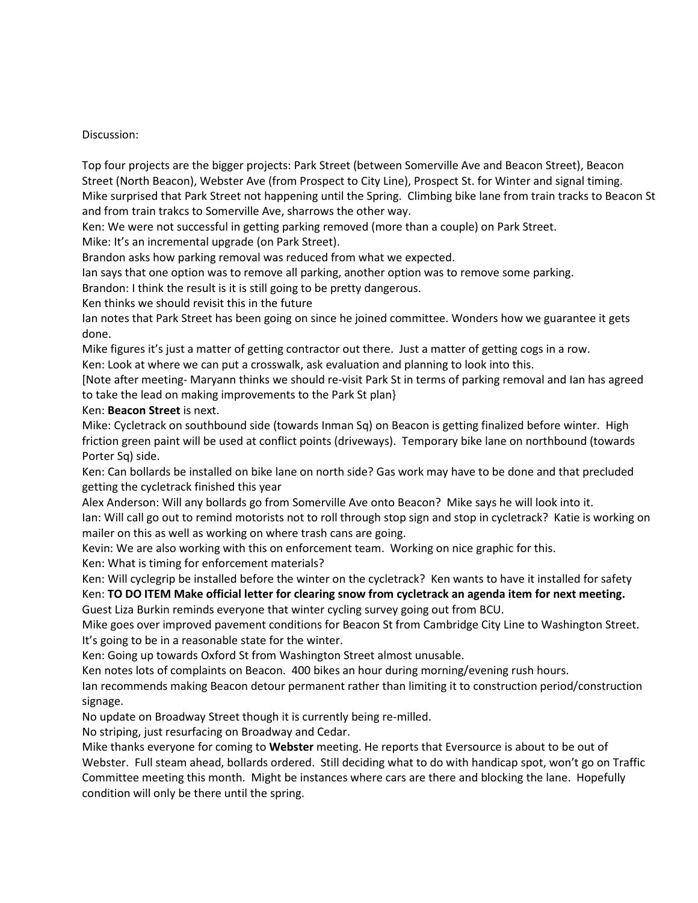Discussion:

Top four projects are the bigger projects: Park Street (between Somerville Ave and Beacon Street), Beacon Street (North Beacon), Webster Ave (from Prospect to City Line), Prospect St. for Winter and signal timing.
Mike surprised that Park Street not happening until the Spring. Climbing bike lane from train tracks to Beacon St and from train trakcs to Somerville Ave, sharrows the other way.
Ken: We were not successful in getting parking removed (more than a couple) on Park Street.
Mike: It's an incremental upgrade (on Park Street).
Brandon asks how parking removal was reduced from what we expected.
Ian says that one option was to remove all parking, another option was to remove some parking.
Brandon: I think the result is it is still going to be pretty dangerous.
Ken thinks we should revisit this in the future
Ian notes that Park Street has been going on since he joined committee. Wonders how we guarantee it gets done.
Mike figures it's just a matter of getting contractor out there. Just a matter of getting cogs in a row.
Ken: Look at where we can put a crosswalk, ask evaluation and planning to look into this.
[Note after meeting- Maryann thinks we should re-visit Park St in terms of parking removal and Ian has agreed to take the lead on making improvements to the Park St plan}
Ken: **Beacon Street** is next.
Mike: Cycletrack on southbound side (towards Inman Sq) on Beacon is getting finalized before winter. High friction green paint will be used at conflict points (driveways). Temporary bike lane on northbound (towards Porter Sq) side.
Ken: Can bollards be installed on bike lane on north side? Gas work may have to be done and that precluded getting the cycletrack finished this year
Alex Anderson: Will any bollards go from Somerville Ave onto Beacon? Mike says he will look into it.
Ian: Will call go out to remind motorists not to roll through stop sign and stop in cycletrack? Katie is working on mailer on this as well as working on where trash cans are going.
Kevin: We are also working with this on enforcement team. Working on nice graphic for this.
Ken: What is timing for enforcement materials?
Ken: Will cyclegrip be installed before the winter on the cycletrack? Ken wants to have it installed for safety
Ken: **TO DO ITEM Make official letter for clearing snow from cycletrack an agenda item for next meeting.**
Guest Liza Burkin reminds everyone that winter cycling survey going out from BCU.
Mike goes over improved pavement conditions for Beacon St from Cambridge City Line to Washington Street. It's going to be in a reasonable state for the winter.
Ken: Going up towards Oxford St from Washington Street almost unusable.
Ken notes lots of complaints on Beacon. 400 bikes an hour during morning/evening rush hours.
Ian recommends making Beacon detour permanent rather than limiting it to construction period/construction signage.
No update on Broadway Street though it is currently being re-milled.
No striping, just resurfacing on Broadway and Cedar.
Mike thanks everyone for coming to **Webster** meeting. He reports that Eversource is about to be out of Webster. Full steam ahead, bollards ordered. Still deciding what to do with handicap spot, won't go on Traffic Committee meeting this month. Might be instances where cars are there and blocking the lane. Hopefully condition will only be there until the spring.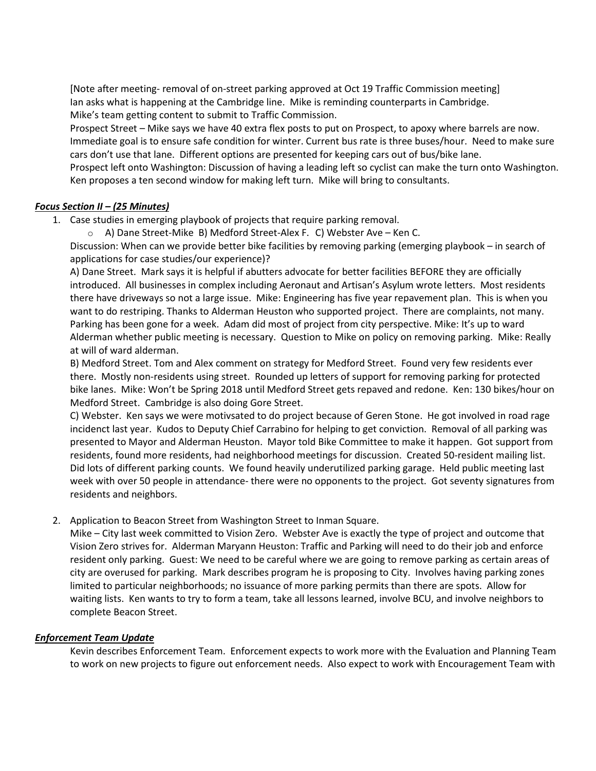[Note after meeting- removal of on-street parking approved at Oct 19 Traffic Commission meeting]
Ian asks what is happening at the Cambridge line. Mike is reminding counterparts in Cambridge.
Mike's team getting content to submit to Traffic Commission.
Prospect Street – Mike says we have 40 extra flex posts to put on Prospect, to apoxy where barrels are now. Immediate goal is to ensure safe condition for winter. Current bus rate is three buses/hour. Need to make sure cars don't use that lane. Different options are presented for keeping cars out of bus/bike lane.
Prospect left onto Washington: Discussion of having a leading left so cyclist can make the turn onto Washington. Ken proposes a ten second window for making left turn. Mike will bring to consultants.

## ***Focus Section II – (25 Minutes)***

1. Case studies in emerging playbook of projects that require parking removal.
   - A) Dane Street-Mike B) Medford Street-Alex F. C) Webster Ave – Ken C.

   Discussion: When can we provide better bike facilities by removing parking (emerging playbook – in search of applications for case studies/our experience)?

   A) Dane Street. Mark says it is helpful if abutters advocate for better facilities BEFORE they are officially introduced. All businesses in complex including Aeronaut and Artisan's Asylum wrote letters. Most residents there have driveways so not a large issue. Mike: Engineering has five year repavement plan. This is when you want to do restriping. Thanks to Alderman Heuston who supported project. There are complaints, not many. Parking has been gone for a week. Adam did most of project from city perspective. Mike: It's up to ward Alderman whether public meeting is necessary. Question to Mike on policy on removing parking. Mike: Really at will of ward alderman.

   B) Medford Street. Tom and Alex comment on strategy for Medford Street. Found very few residents ever there. Mostly non-residents using street. Rounded up letters of support for removing parking for protected bike lanes. Mike: Won't be Spring 2018 until Medford Street gets repaved and redone. Ken: 130 bikes/hour on Medford Street. Cambridge is also doing Gore Street.

   C) Webster. Ken says we were motivsated to do project because of Geren Stone. He got involved in road rage incidenct last year. Kudos to Deputy Chief Carrabino for helping to get conviction. Removal of all parking was presented to Mayor and Alderman Heuston. Mayor told Bike Committee to make it happen. Got support from residents, found more residents, had neighborhood meetings for discussion. Created 50-resident mailing list. Did lots of different parking counts. We found heavily underutilized parking garage. Held public meeting last week with over 50 people in attendance- there were no opponents to the project. Got seventy signatures from residents and neighbors.

2. Application to Beacon Street from Washington Street to Inman Square.
   Mike – City last week committed to Vision Zero. Webster Ave is exactly the type of project and outcome that Vision Zero strives for. Alderman Maryann Heuston: Traffic and Parking will need to do their job and enforce resident only parking. Guest: We need to be careful where we are going to remove parking as certain areas of city are overused for parking. Mark describes program he is proposing to City. Involves having parking zones limited to particular neighborhoods; no issuance of more parking permits than there are spots. Allow for waiting lists. Ken wants to try to form a team, take all lessons learned, involve BCU, and involve neighbors to complete Beacon Street.

## ***Enforcement Team Update***

Kevin describes Enforcement Team. Enforcement expects to work more with the Evaluation and Planning Team to work on new projects to figure out enforcement needs. Also expect to work with Encouragement Team with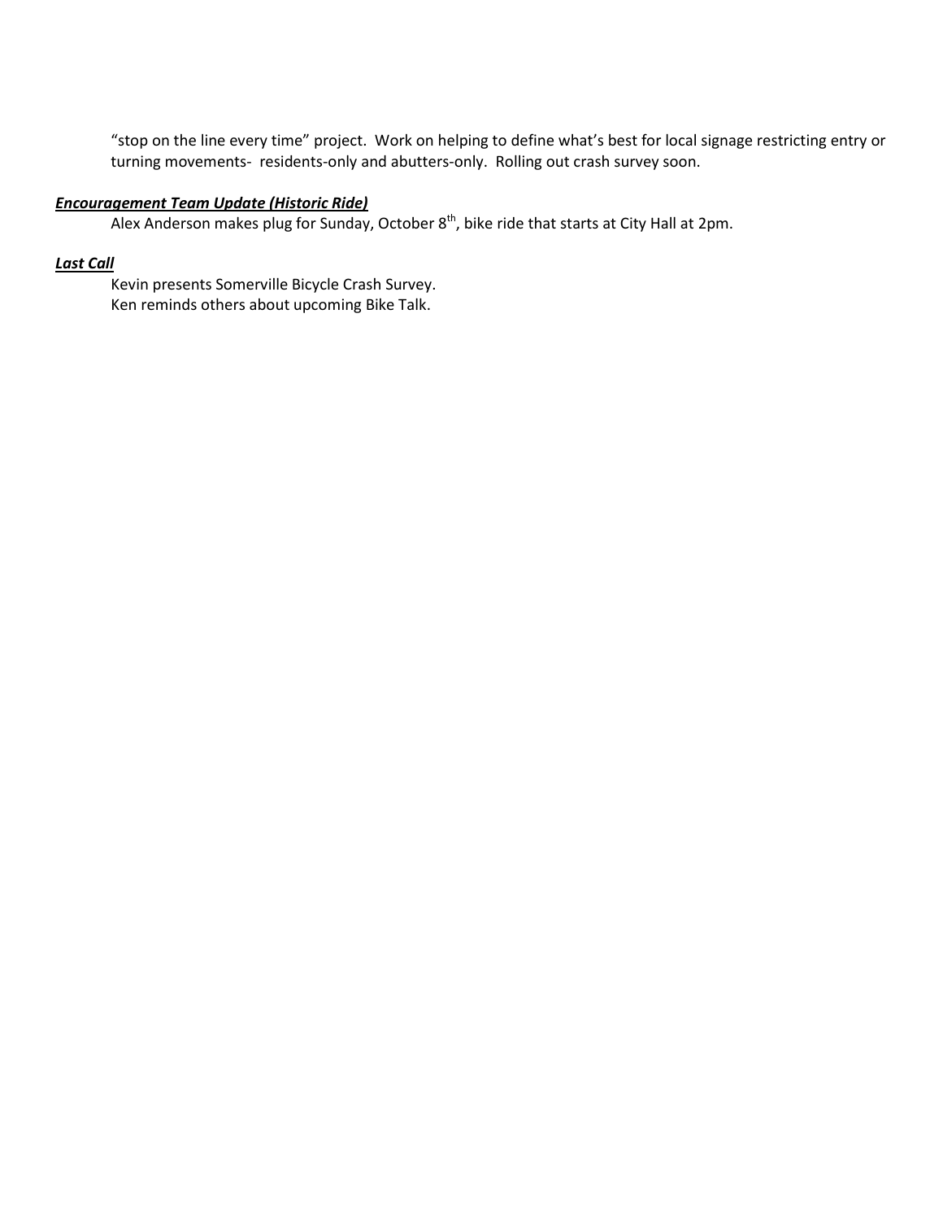"stop on the line every time" project.  Work on helping to define what's best for local signage restricting entry or turning movements-  residents-only and abutters-only.  Rolling out crash survey soon.

***Encouragement Team Update (Historic Ride)***

Alex Anderson makes plug for Sunday, October 8th, bike ride that starts at City Hall at 2pm.

***Last Call***

Kevin presents Somerville Bicycle Crash Survey.
Ken reminds others about upcoming Bike Talk.